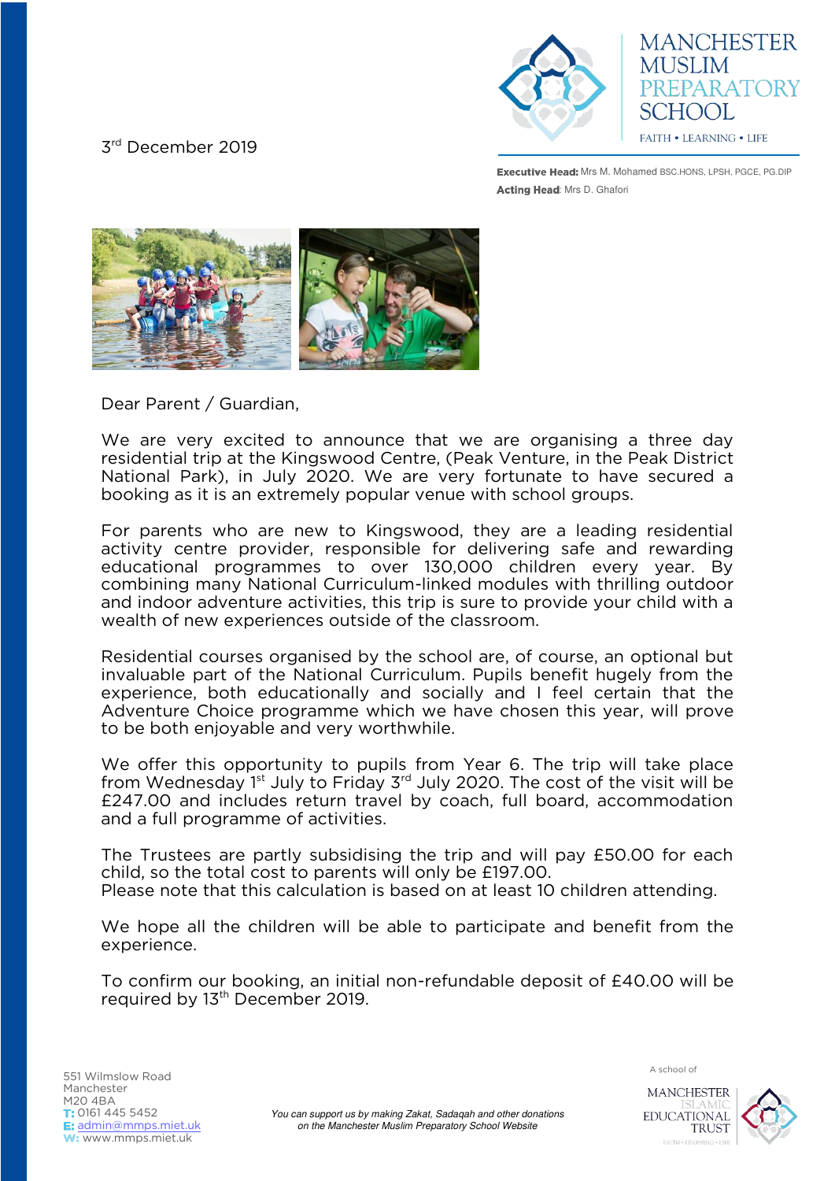3rd December 2019

**MANCHESTER MUSLIM PREPARATORY SCHOOL**

FAITH • LEARNING • LIFE

**Executive Head:** Mrs M. Mohamed BSC.HONS, LPSH, PGCE, PG.DIP
**Acting Head**: Mrs D. Ghafori

Dear Parent / Guardian,

We are very excited to announce that we are organising a three day residential trip at the Kingswood Centre, (Peak Venture, in the Peak District National Park), in July 2020. We are very fortunate to have secured a booking as it is an extremely popular venue with school groups.

For parents who are new to Kingswood, they are a leading residential activity centre provider, responsible for delivering safe and rewarding educational programmes to over 130,000 children every year. By combining many National Curriculum-linked modules with thrilling outdoor and indoor adventure activities, this trip is sure to provide your child with a wealth of new experiences outside of the classroom.

Residential courses organised by the school are, of course, an optional but invaluable part of the National Curriculum. Pupils benefit hugely from the experience, both educationally and socially and I feel certain that the Adventure Choice programme which we have chosen this year, will prove to be both enjoyable and very worthwhile.

We offer this opportunity to pupils from Year 6. The trip will take place from Wednesday 1st July to Friday 3rd July 2020. The cost of the visit will be £247.00 and includes return travel by coach, full board, accommodation and a full programme of activities.

The Trustees are partly subsidising the trip and will pay £50.00 for each child, so the total cost to parents will only be £197.00.
Please note that this calculation is based on at least 10 children attending.

We hope all the children will be able to participate and benefit from the experience.

To confirm our booking, an initial non-refundable deposit of £40.00 will be required by 13th December 2019.

551 Wilmslow Road
Manchester
M20 4BA
**T:** 0161 445 5452
**E:** admin@mmps.miet.uk
**W:** www.mmps.miet.uk

*You can support us by making Zakat, Sadaqah and other donations on the Manchester Muslim Preparatory School Website*

A school of
MANCHESTER ISLAMIC EDUCATIONAL TRUST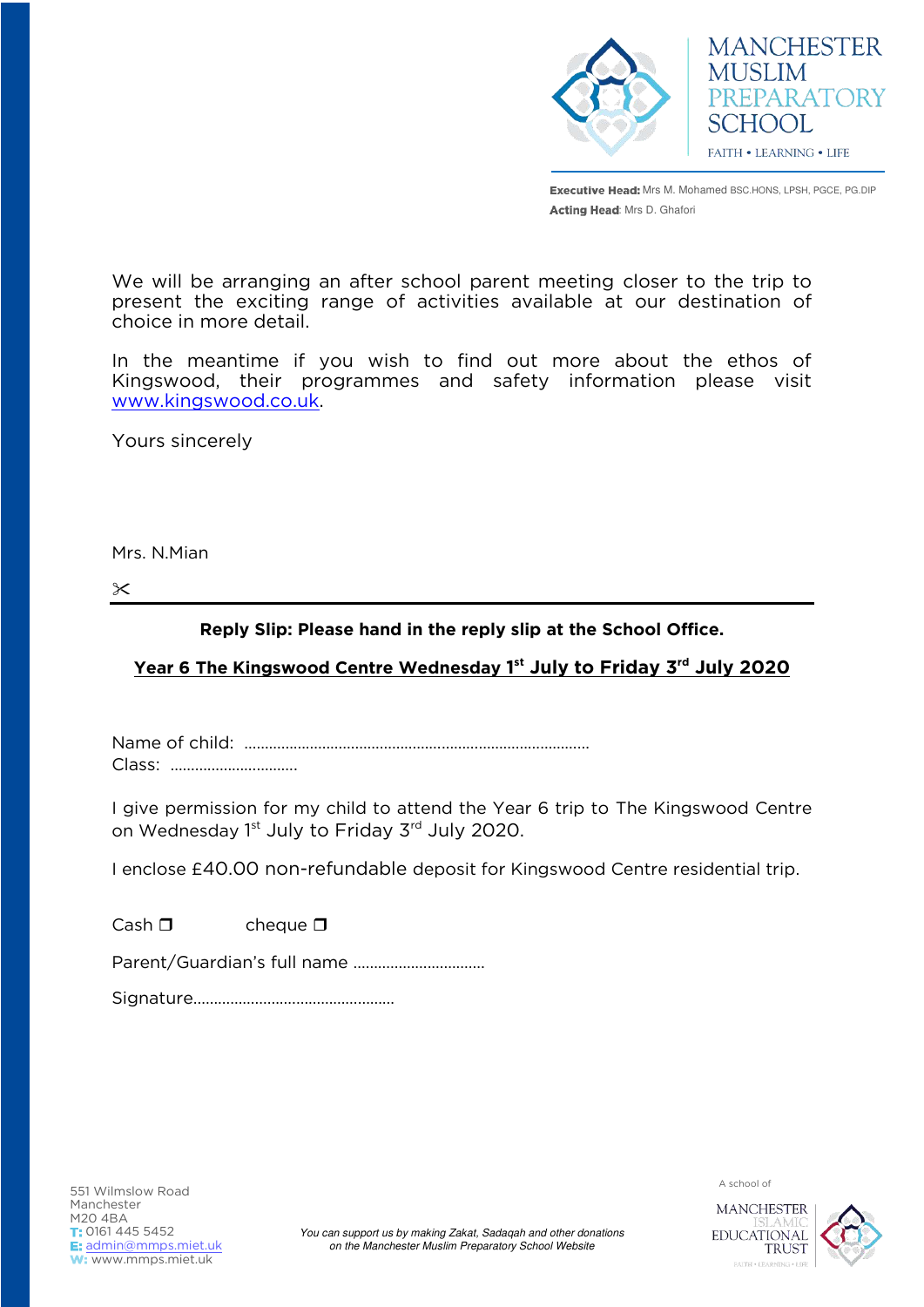We will be arranging an after school parent meeting closer to the trip to present the exciting range of activities available at our destination of choice in more detail.

In the meantime if you wish to find out more about the ethos of Kingswood, their programmes and safety information please visit www.kingswood.co.uk.

Yours sincerely

Mrs. N.Mian

✂

---

**Reply Slip: Please hand in the reply slip at the School Office.**

**Year 6 The Kingswood Centre Wednesday 1st July to Friday 3rd July 2020**

Name of child: ..........................................................................................

Class: ...............................

I give permission for my child to attend the Year 6 trip to The Kingswood Centre on Wednesday 1st July to Friday 3rd July 2020.

I enclose £40.00 non-refundable deposit for Kingswood Centre residential trip.

Cash ❒ cheque ❒

Parent/Guardian's full name ...............................

Signature................................................

*You can support us by making Zakat, Sadaqah and other donations on the Manchester Muslim Preparatory School Website*